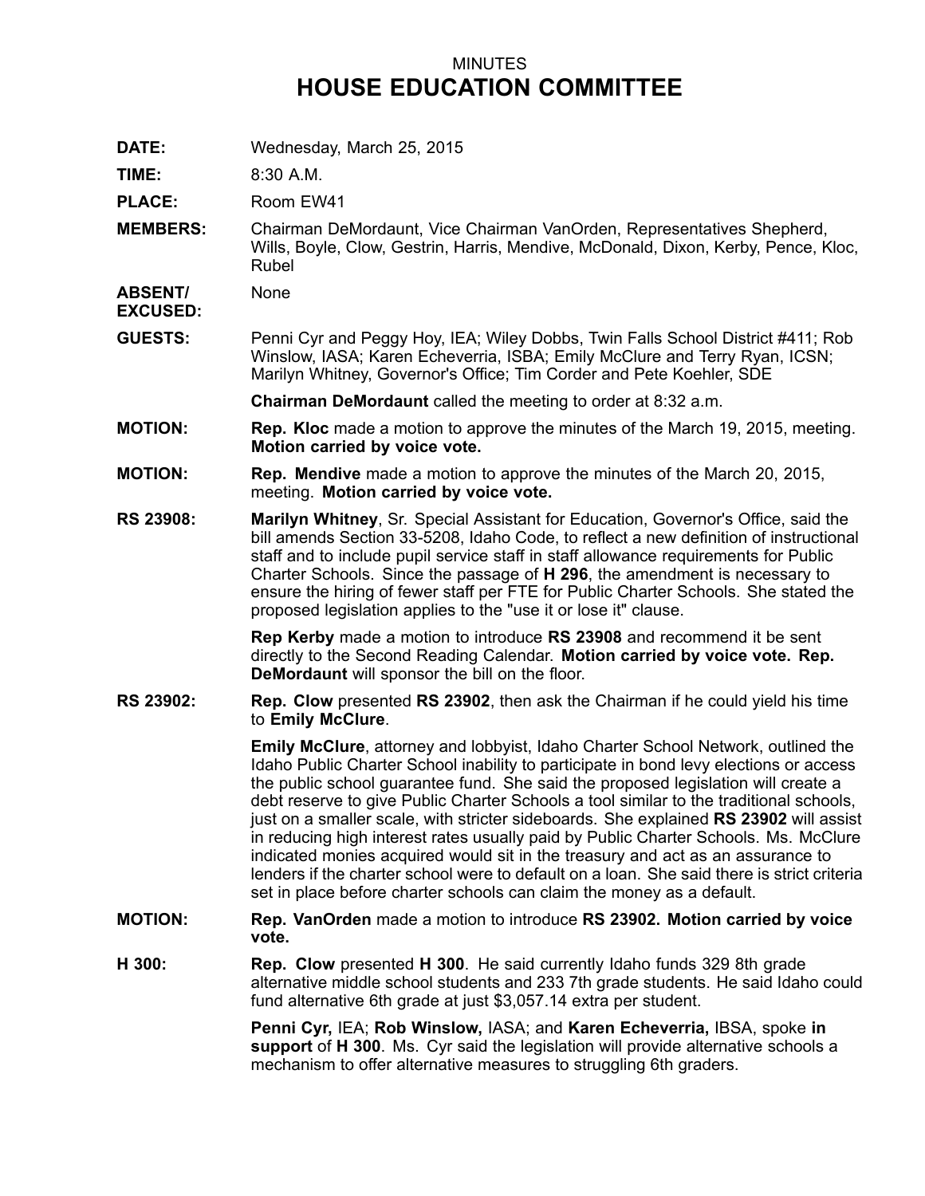MINUTES

# HOUSE EDUCATION COMMITTEE

**DATE:** Wednesday, March 25, 2015

**TIME:** 8:30 A.M.

**PLACE:** Room EW41

**MEMBERS:** Chairman DeMordaunt, Vice Chairman VanOrden, Representatives Shepherd, Wills, Boyle, Clow, Gestrin, Harris, Mendive, McDonald, Dixon, Kerby, Pence, Kloc, Rubel

**ABSENT/ EXCUSED:** None

**GUESTS:** Penni Cyr and Peggy Hoy, IEA; Wiley Dobbs, Twin Falls School District #411; Rob Winslow, IASA; Karen Echeverria, ISBA; Emily McClure and Terry Ryan, ICSN; Marilyn Whitney, Governor's Office; Tim Corder and Pete Koehler, SDE

**Chairman DeMordaunt** called the meeting to order at 8:32 a.m.

**MOTION:** **Rep. Kloc** made a motion to approve the minutes of the March 19, 2015, meeting. **Motion carried by voice vote.**

**MOTION:** **Rep. Mendive** made a motion to approve the minutes of the March 20, 2015, meeting. **Motion carried by voice vote.**

**RS 23908:** **Marilyn Whitney**, Sr. Special Assistant for Education, Governor's Office, said the bill amends Section 33-5208, Idaho Code, to reflect a new definition of instructional staff and to include pupil service staff in staff allowance requirements for Public Charter Schools. Since the passage of **H 296**, the amendment is necessary to ensure the hiring of fewer staff per FTE for Public Charter Schools. She stated the proposed legislation applies to the "use it or lose it" clause.

**Rep Kerby** made a motion to introduce **RS 23908** and recommend it be sent directly to the Second Reading Calendar. **Motion carried by voice vote. Rep. DeMordaunt** will sponsor the bill on the floor.

**RS 23902:** **Rep. Clow** presented **RS 23902**, then ask the Chairman if he could yield his time to **Emily McClure**.

**Emily McClure**, attorney and lobbyist, Idaho Charter School Network, outlined the Idaho Public Charter School inability to participate in bond levy elections or access the public school guarantee fund. She said the proposed legislation will create a debt reserve to give Public Charter Schools a tool similar to the traditional schools, just on a smaller scale, with stricter sideboards. She explained **RS 23902** will assist in reducing high interest rates usually paid by Public Charter Schools. Ms. McClure indicated monies acquired would sit in the treasury and act as an assurance to lenders if the charter school were to default on a loan. She said there is strict criteria set in place before charter schools can claim the money as a default.

**MOTION:** **Rep. VanOrden** made a motion to introduce **RS 23902. Motion carried by voice vote.**

**H 300:** **Rep. Clow** presented **H 300**. He said currently Idaho funds 329 8th grade alternative middle school students and 233 7th grade students. He said Idaho could fund alternative 6th grade at just $3,057.14 extra per student.

**Penni Cyr,** IEA; **Rob Winslow,** IASA; and **Karen Echeverria,** IBSA, spoke **in support** of **H 300**. Ms. Cyr said the legislation will provide alternative schools a mechanism to offer alternative measures to struggling 6th graders.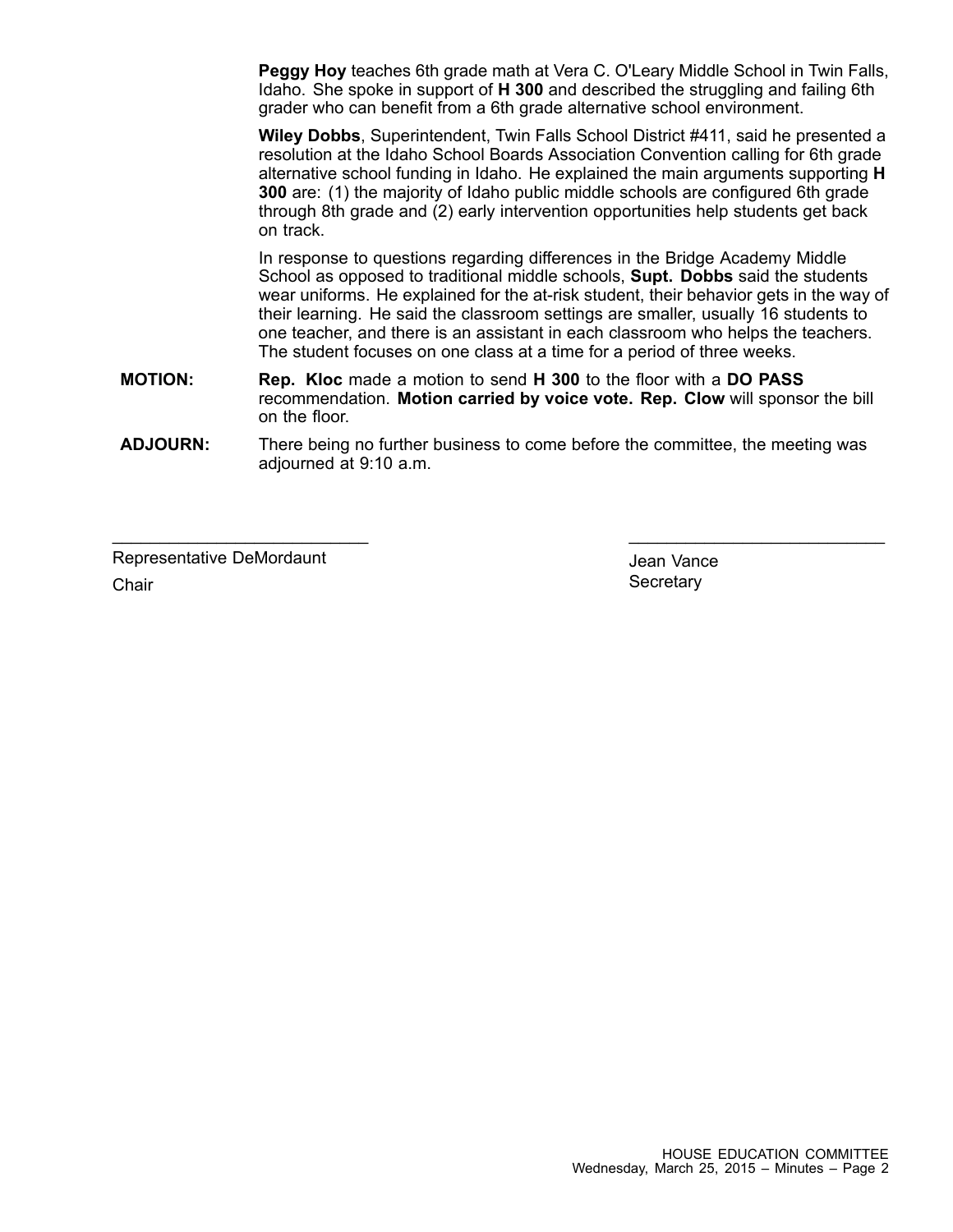**Peggy Hoy** teaches 6th grade math at Vera C. O'Leary Middle School in Twin Falls, Idaho. She spoke in support of **H 300** and described the struggling and failing 6th grader who can benefit from a 6th grade alternative school environment.

**Wiley Dobbs**, Superintendent, Twin Falls School District #411, said he presented a resolution at the Idaho School Boards Association Convention calling for 6th grade alternative school funding in Idaho. He explained the main arguments supporting **H 300** are: (1) the majority of Idaho public middle schools are configured 6th grade through 8th grade and (2) early intervention opportunities help students get back on track.

In response to questions regarding differences in the Bridge Academy Middle School as opposed to traditional middle schools, **Supt. Dobbs** said the students wear uniforms. He explained for the at-risk student, their behavior gets in the way of their learning. He said the classroom settings are smaller, usually 16 students to one teacher, and there is an assistant in each classroom who helps the teachers. The student focuses on one class at a time for a period of three weeks.

**MOTION:** **Rep. Kloc** made a motion to send **H 300** to the floor with a **DO PASS** recommendation. **Motion carried by voice vote. Rep. Clow** will sponsor the bill on the floor.

**ADJOURN:** There being no further business to come before the committee, the meeting was adjourned at 9:10 a.m.

___________________________
Representative DeMordaunt
Chair

___________________________
Jean Vance
Secretary